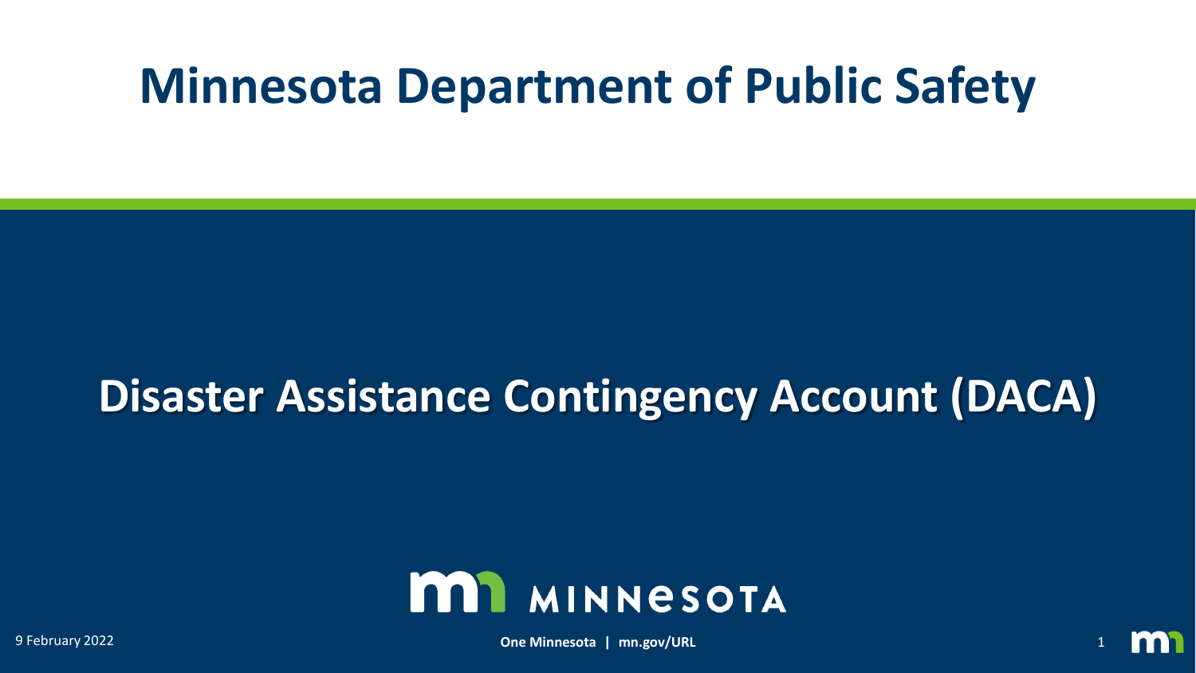# Minnesota Department of Public Safety

## Disaster Assistance Contingency Account (DACA)

MINNESOTA

9 February 2022

One Minnesota | mn.gov/URL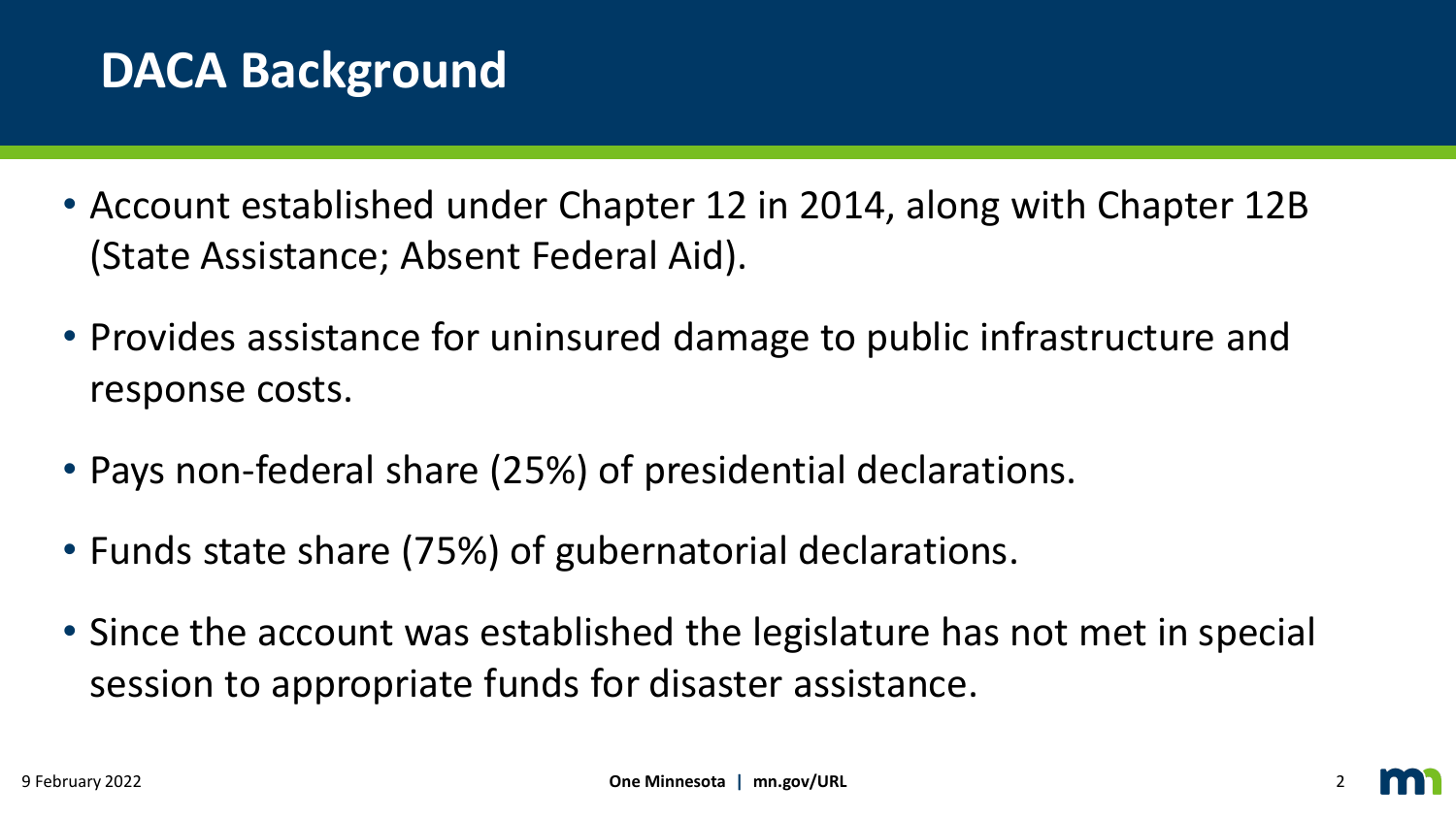# DACA Background

- Account established under Chapter 12 in 2014, along with Chapter 12B (State Assistance; Absent Federal Aid).
- Provides assistance for uninsured damage to public infrastructure and response costs.
- Pays non-federal share (25%) of presidential declarations.
- Funds state share (75%) of gubernatorial declarations.
- Since the account was established the legislature has not met in special session to appropriate funds for disaster assistance.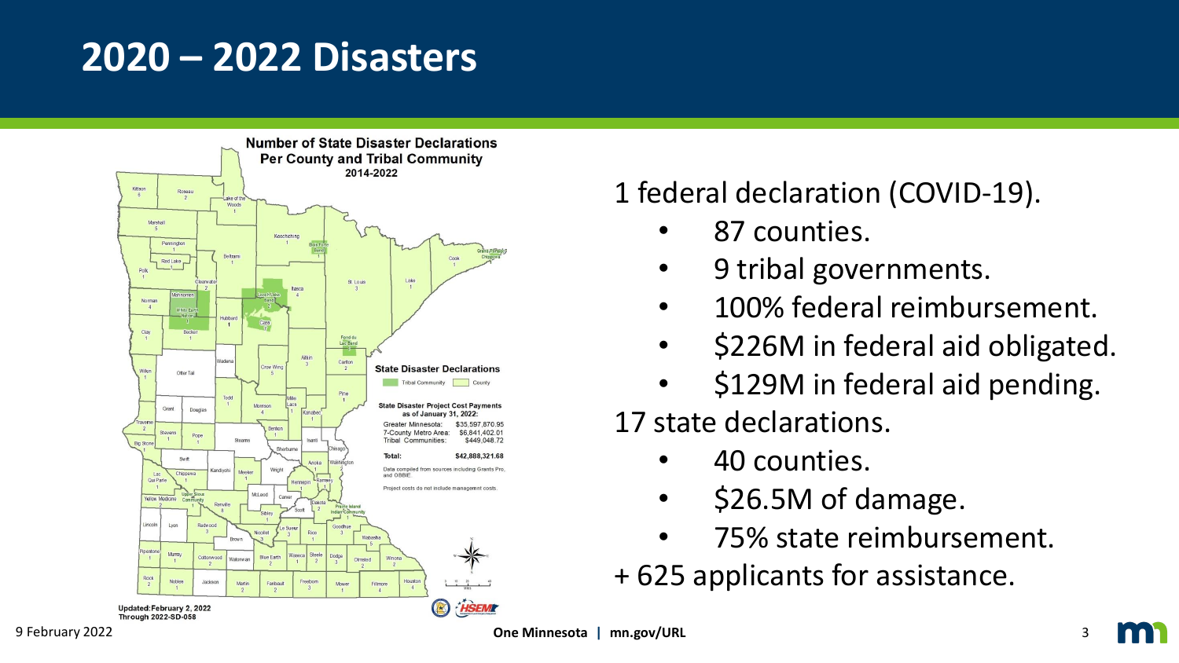# 2020 – 2022 Disasters

**Number of State Disaster Declarations Per County and Tribal Community 2014-2022**

**State Disaster Declarations**

- Tribal Community
- County

**State Disaster Project Cost Payments as of January 31, 2022:**

| | |
|---|---|
| Greater Minnesota: | $35,597,870.95 |
| 7-County Metro Area: | $6,841,402.01 |
| Tribal Communities: | $449,048.72 |
| **Total:** | **$42,888,321.68** |

Data compiled from sources including Grants Pro, and OBBIE.

Project costs do not include management costs.

Updated: February 2, 2022
Through 2022-SD-058

1 federal declaration (COVID-19).

- 87 counties.
- 9 tribal governments.
- 100% federal reimbursement.
- $226M in federal aid obligated.
- $129M in federal aid pending.

17 state declarations.

- 40 counties.
- $26.5M of damage.
- 75% state reimbursement.

+ 625 applicants for assistance.

9 February 2022

One Minnesota | mn.gov/URL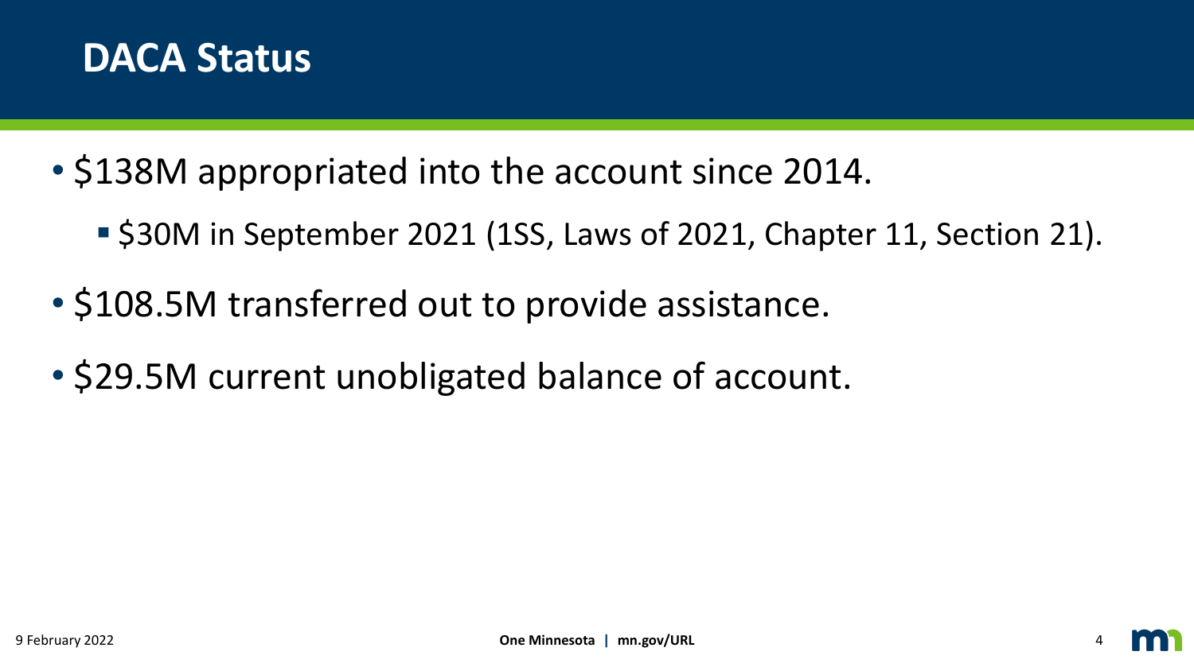# DACA Status

- $138M appropriated into the account since 2014.
  - $30M in September 2021 (1SS, Laws of 2021, Chapter 11, Section 21).
- $108.5M transferred out to provide assistance.
- $29.5M current unobligated balance of account.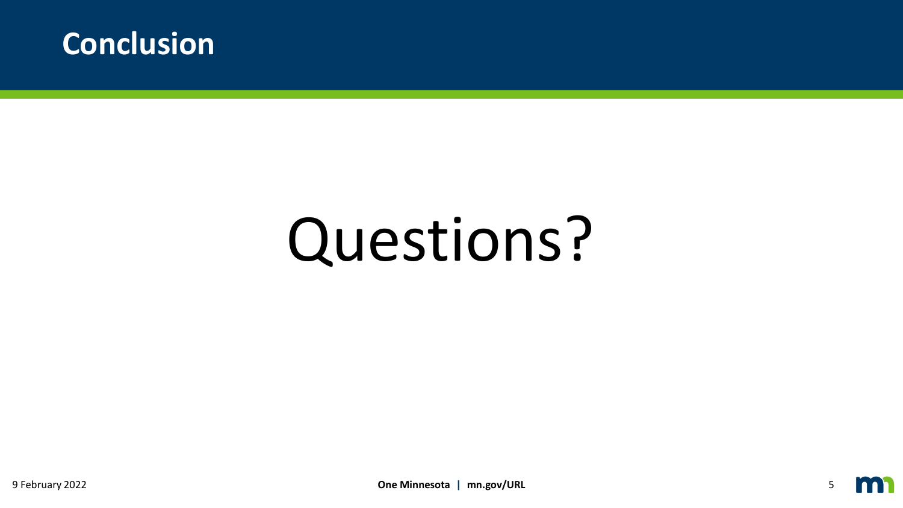# Conclusion

Questions?